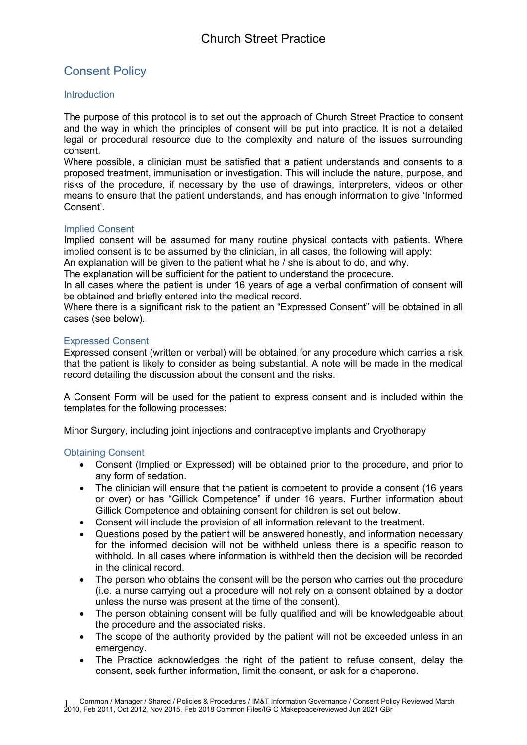# Church Street Practice

## Consent Policy

### Introduction

The purpose of this protocol is to set out the approach of Church Street Practice to consent and the way in which the principles of consent will be put into practice. It is not a detailed legal or procedural resource due to the complexity and nature of the issues surrounding consent.
Where possible, a clinician must be satisfied that a patient understands and consents to a proposed treatment, immunisation or investigation. This will include the nature, purpose, and risks of the procedure, if necessary by the use of drawings, interpreters, videos or other means to ensure that the patient understands, and has enough information to give 'Informed Consent'.

### Implied Consent

Implied consent will be assumed for many routine physical contacts with patients. Where implied consent is to be assumed by the clinician, in all cases, the following will apply:
An explanation will be given to the patient what he / she is about to do, and why.
The explanation will be sufficient for the patient to understand the procedure.
In all cases where the patient is under 16 years of age a verbal confirmation of consent will be obtained and briefly entered into the medical record.
Where there is a significant risk to the patient an "Expressed Consent" will be obtained in all cases (see below).

### Expressed Consent

Expressed consent (written or verbal) will be obtained for any procedure which carries a risk that the patient is likely to consider as being substantial. A note will be made in the medical record detailing the discussion about the consent and the risks.

A Consent Form will be used for the patient to express consent and is included within the templates for the following processes:

Minor Surgery, including joint injections and contraceptive implants and Cryotherapy

### Obtaining Consent

- Consent (Implied or Expressed) will be obtained prior to the procedure, and prior to any form of sedation.
- The clinician will ensure that the patient is competent to provide a consent (16 years or over) or has "Gillick Competence" if under 16 years. Further information about Gillick Competence and obtaining consent for children is set out below.
- Consent will include the provision of all information relevant to the treatment.
- Questions posed by the patient will be answered honestly, and information necessary for the informed decision will not be withheld unless there is a specific reason to withhold. In all cases where information is withheld then the decision will be recorded in the clinical record.
- The person who obtains the consent will be the person who carries out the procedure (i.e. a nurse carrying out a procedure will not rely on a consent obtained by a doctor unless the nurse was present at the time of the consent).
- The person obtaining consent will be fully qualified and will be knowledgeable about the procedure and the associated risks.
- The scope of the authority provided by the patient will not be exceeded unless in an emergency.
- The Practice acknowledges the right of the patient to refuse consent, delay the consent, seek further information, limit the consent, or ask for a chaperone.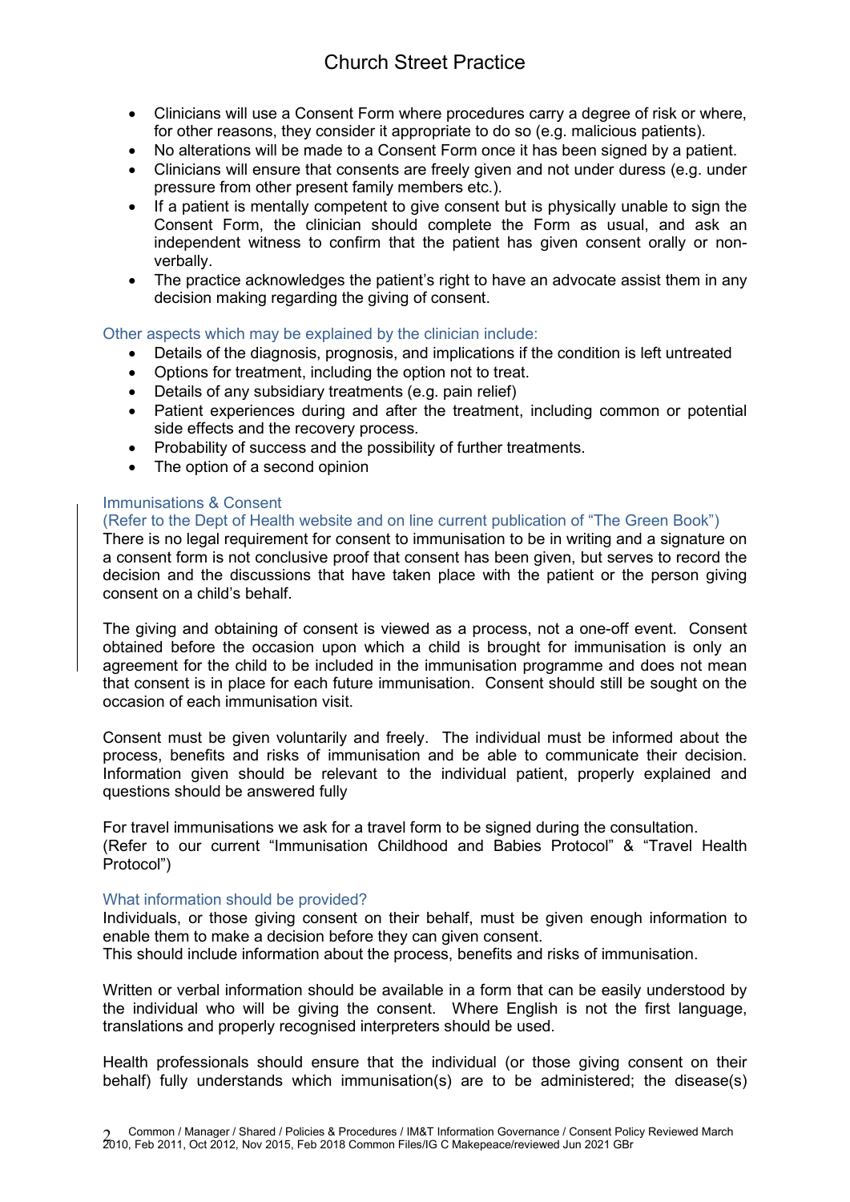- Clinicians will use a Consent Form where procedures carry a degree of risk or where, for other reasons, they consider it appropriate to do so (e.g. malicious patients).
- No alterations will be made to a Consent Form once it has been signed by a patient.
- Clinicians will ensure that consents are freely given and not under duress (e.g. under pressure from other present family members etc.).
- If a patient is mentally competent to give consent but is physically unable to sign the Consent Form, the clinician should complete the Form as usual, and ask an independent witness to confirm that the patient has given consent orally or non-verbally.
- The practice acknowledges the patient's right to have an advocate assist them in any decision making regarding the giving of consent.

### Other aspects which may be explained by the clinician include:

- Details of the diagnosis, prognosis, and implications if the condition is left untreated
- Options for treatment, including the option not to treat.
- Details of any subsidiary treatments (e.g. pain relief)
- Patient experiences during and after the treatment, including common or potential side effects and the recovery process.
- Probability of success and the possibility of further treatments.
- The option of a second opinion

### Immunisations & Consent

(Refer to the Dept of Health website and on line current publication of "The Green Book")

There is no legal requirement for consent to immunisation to be in writing and a signature on a consent form is not conclusive proof that consent has been given, but serves to record the decision and the discussions that have taken place with the patient or the person giving consent on a child's behalf.

The giving and obtaining of consent is viewed as a process, not a one-off event. Consent obtained before the occasion upon which a child is brought for immunisation is only an agreement for the child to be included in the immunisation programme and does not mean that consent is in place for each future immunisation. Consent should still be sought on the occasion of each immunisation visit.

Consent must be given voluntarily and freely. The individual must be informed about the process, benefits and risks of immunisation and be able to communicate their decision. Information given should be relevant to the individual patient, properly explained and questions should be answered fully

For travel immunisations we ask for a travel form to be signed during the consultation.
(Refer to our current "Immunisation Childhood and Babies Protocol" & "Travel Health Protocol")

### What information should be provided?

Individuals, or those giving consent on their behalf, must be given enough information to enable them to make a decision before they can given consent.
This should include information about the process, benefits and risks of immunisation.

Written or verbal information should be available in a form that can be easily understood by the individual who will be giving the consent. Where English is not the first language, translations and properly recognised interpreters should be used.

Health professionals should ensure that the individual (or those giving consent on their behalf) fully understands which immunisation(s) are to be administered; the disease(s)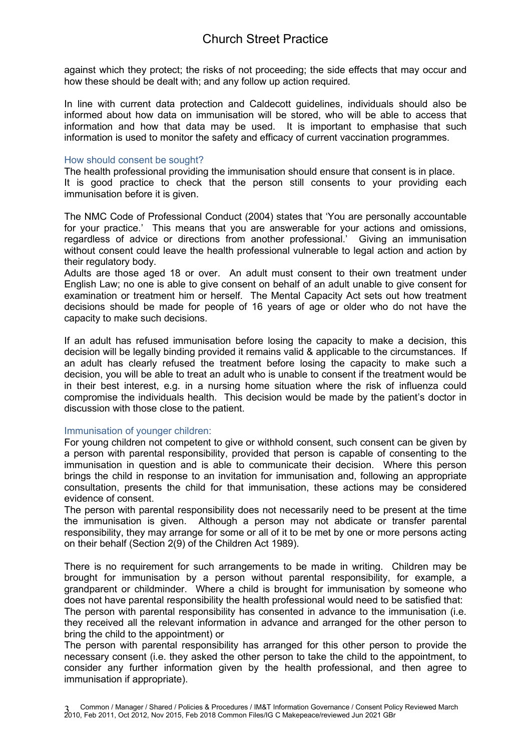against which they protect; the risks of not proceeding; the side effects that may occur and how these should be dealt with; and any follow up action required.

In line with current data protection and Caldecott guidelines, individuals should also be informed about how data on immunisation will be stored, who will be able to access that information and how that data may be used. It is important to emphasise that such information is used to monitor the safety and efficacy of current vaccination programmes.

### How should consent be sought?

The health professional providing the immunisation should ensure that consent is in place. It is good practice to check that the person still consents to your providing each immunisation before it is given.

The NMC Code of Professional Conduct (2004) states that 'You are personally accountable for your practice.' This means that you are answerable for your actions and omissions, regardless of advice or directions from another professional.' Giving an immunisation without consent could leave the health professional vulnerable to legal action and action by their regulatory body.

Adults are those aged 18 or over. An adult must consent to their own treatment under English Law; no one is able to give consent on behalf of an adult unable to give consent for examination or treatment him or herself. The Mental Capacity Act sets out how treatment decisions should be made for people of 16 years of age or older who do not have the capacity to make such decisions.

If an adult has refused immunisation before losing the capacity to make a decision, this decision will be legally binding provided it remains valid & applicable to the circumstances. If an adult has clearly refused the treatment before losing the capacity to make such a decision, you will be able to treat an adult who is unable to consent if the treatment would be in their best interest, e.g. in a nursing home situation where the risk of influenza could compromise the individuals health. This decision would be made by the patient's doctor in discussion with those close to the patient.

### Immunisation of younger children:

For young children not competent to give or withhold consent, such consent can be given by a person with parental responsibility, provided that person is capable of consenting to the immunisation in question and is able to communicate their decision. Where this person brings the child in response to an invitation for immunisation and, following an appropriate consultation, presents the child for that immunisation, these actions may be considered evidence of consent.

The person with parental responsibility does not necessarily need to be present at the time the immunisation is given. Although a person may not abdicate or transfer parental responsibility, they may arrange for some or all of it to be met by one or more persons acting on their behalf (Section 2(9) of the Children Act 1989).

There is no requirement for such arrangements to be made in writing. Children may be brought for immunisation by a person without parental responsibility, for example, a grandparent or childminder. Where a child is brought for immunisation by someone who does not have parental responsibility the health professional would need to be satisfied that:

The person with parental responsibility has consented in advance to the immunisation (i.e. they received all the relevant information in advance and arranged for the other person to bring the child to the appointment) or

The person with parental responsibility has arranged for this other person to provide the necessary consent (i.e. they asked the other person to take the child to the appointment, to consider any further information given by the health professional, and then agree to immunisation if appropriate).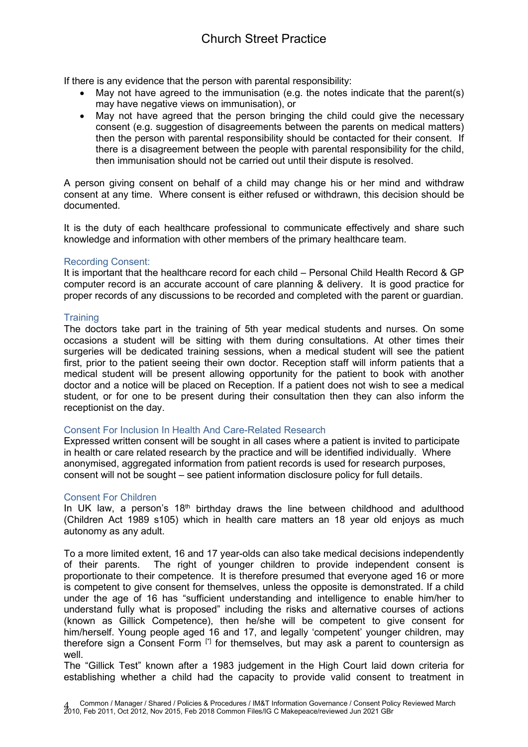If there is any evidence that the person with parental responsibility:

- May not have agreed to the immunisation (e.g. the notes indicate that the parent(s) may have negative views on immunisation), or
- May not have agreed that the person bringing the child could give the necessary consent (e.g. suggestion of disagreements between the parents on medical matters) then the person with parental responsibility should be contacted for their consent. If there is a disagreement between the people with parental responsibility for the child, then immunisation should not be carried out until their dispute is resolved.

A person giving consent on behalf of a child may change his or her mind and withdraw consent at any time. Where consent is either refused or withdrawn, this decision should be documented.

It is the duty of each healthcare professional to communicate effectively and share such knowledge and information with other members of the primary healthcare team.

### Recording Consent:

It is important that the healthcare record for each child – Personal Child Health Record & GP computer record is an accurate account of care planning & delivery. It is good practice for proper records of any discussions to be recorded and completed with the parent or guardian.

### Training

The doctors take part in the training of 5th year medical students and nurses. On some occasions a student will be sitting with them during consultations. At other times their surgeries will be dedicated training sessions, when a medical student will see the patient first, prior to the patient seeing their own doctor. Reception staff will inform patients that a medical student will be present allowing opportunity for the patient to book with another doctor and a notice will be placed on Reception. If a patient does not wish to see a medical student, or for one to be present during their consultation then they can also inform the receptionist on the day.

### Consent For Inclusion In Health And Care-Related Research

Expressed written consent will be sought in all cases where a patient is invited to participate in health or care related research by the practice and will be identified individually. Where anonymised, aggregated information from patient records is used for research purposes, consent will not be sought – see patient information disclosure policy for full details.

### Consent For Children

In UK law, a person's 18th birthday draws the line between childhood and adulthood (Children Act 1989 s105) which in health care matters an 18 year old enjoys as much autonomy as any adult.

To a more limited extent, 16 and 17 year-olds can also take medical decisions independently of their parents. The right of younger children to provide independent consent is proportionate to their competence. It is therefore presumed that everyone aged 16 or more is competent to give consent for themselves, unless the opposite is demonstrated. If a child under the age of 16 has "sufficient understanding and intelligence to enable him/her to understand fully what is proposed" including the risks and alternative courses of actions (known as Gillick Competence), then he/she will be competent to give consent for him/herself. Young people aged 16 and 17, and legally 'competent' younger children, may therefore sign a Consent Form [*] for themselves, but may ask a parent to countersign as well.

The "Gillick Test" known after a 1983 judgement in the High Court laid down criteria for establishing whether a child had the capacity to provide valid consent to treatment in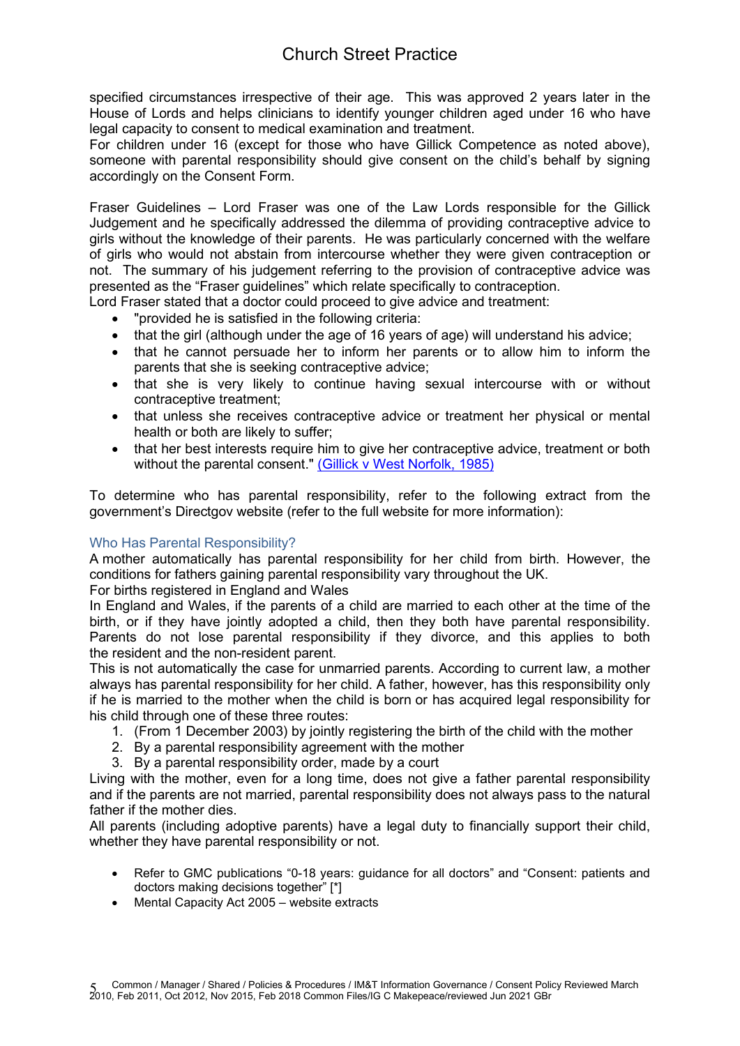specified circumstances irrespective of their age. This was approved 2 years later in the House of Lords and helps clinicians to identify younger children aged under 16 who have legal capacity to consent to medical examination and treatment.
For children under 16 (except for those who have Gillick Competence as noted above), someone with parental responsibility should give consent on the child's behalf by signing accordingly on the Consent Form.

Fraser Guidelines – Lord Fraser was one of the Law Lords responsible for the Gillick Judgement and he specifically addressed the dilemma of providing contraceptive advice to girls without the knowledge of their parents. He was particularly concerned with the welfare of girls who would not abstain from intercourse whether they were given contraception or not. The summary of his judgement referring to the provision of contraceptive advice was presented as the "Fraser guidelines" which relate specifically to contraception.
Lord Fraser stated that a doctor could proceed to give advice and treatment:

- "provided he is satisfied in the following criteria:
- that the girl (although under the age of 16 years of age) will understand his advice;
- that he cannot persuade her to inform her parents or to allow him to inform the parents that she is seeking contraceptive advice;
- that she is very likely to continue having sexual intercourse with or without contraceptive treatment;
- that unless she receives contraceptive advice or treatment her physical or mental health or both are likely to suffer;
- that her best interests require him to give her contraceptive advice, treatment or both without the parental consent." (Gillick v West Norfolk, 1985)

To determine who has parental responsibility, refer to the following extract from the government's Directgov website (refer to the full website for more information):

### Who Has Parental Responsibility?

A mother automatically has parental responsibility for her child from birth. However, the conditions for fathers gaining parental responsibility vary throughout the UK.
For births registered in England and Wales
In England and Wales, if the parents of a child are married to each other at the time of the birth, or if they have jointly adopted a child, then they both have parental responsibility. Parents do not lose parental responsibility if they divorce, and this applies to both the resident and the non-resident parent.
This is not automatically the case for unmarried parents. According to current law, a mother always has parental responsibility for her child. A father, however, has this responsibility only if he is married to the mother when the child is born or has acquired legal responsibility for his child through one of these three routes:

1. (From 1 December 2003) by jointly registering the birth of the child with the mother
2. By a parental responsibility agreement with the mother
3. By a parental responsibility order, made by a court

Living with the mother, even for a long time, does not give a father parental responsibility and if the parents are not married, parental responsibility does not always pass to the natural father if the mother dies.
All parents (including adoptive parents) have a legal duty to financially support their child, whether they have parental responsibility or not.

- Refer to GMC publications "0-18 years: guidance for all doctors" and "Consent: patients and doctors making decisions together" [*]
- Mental Capacity Act 2005 – website extracts